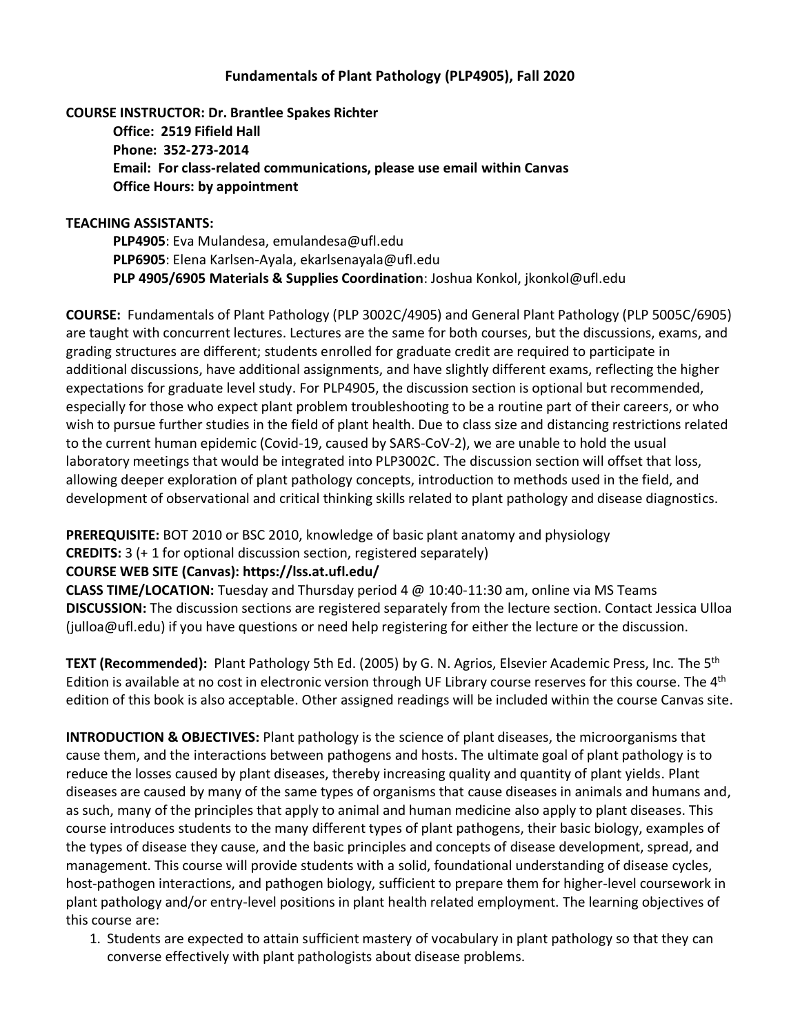# Fundamentals of Plant Pathology (PLP4905), Fall 2020

**COURSE INSTRUCTOR: Dr. Brantlee Spakes Richter**

**Office: 2519 Fifield Hall**
**Phone: 352-273-2014**
**Email: For class-related communications, please use email within Canvas**
**Office Hours: by appointment**

**TEACHING ASSISTANTS:**

**PLP4905**: Eva Mulandesa, emulandesa@ufl.edu
**PLP6905**: Elena Karlsen-Ayala, ekarlsenayala@ufl.edu
**PLP 4905/6905 Materials & Supplies Coordination**: Joshua Konkol, jkonkol@ufl.edu

**COURSE:** Fundamentals of Plant Pathology (PLP 3002C/4905) and General Plant Pathology (PLP 5005C/6905) are taught with concurrent lectures. Lectures are the same for both courses, but the discussions, exams, and grading structures are different; students enrolled for graduate credit are required to participate in additional discussions, have additional assignments, and have slightly different exams, reflecting the higher expectations for graduate level study. For PLP4905, the discussion section is optional but recommended, especially for those who expect plant problem troubleshooting to be a routine part of their careers, or who wish to pursue further studies in the field of plant health. Due to class size and distancing restrictions related to the current human epidemic (Covid-19, caused by SARS-CoV-2), we are unable to hold the usual laboratory meetings that would be integrated into PLP3002C. The discussion section will offset that loss, allowing deeper exploration of plant pathology concepts, introduction to methods used in the field, and development of observational and critical thinking skills related to plant pathology and disease diagnostics.

**PREREQUISITE:** BOT 2010 or BSC 2010, knowledge of basic plant anatomy and physiology
**CREDITS:** 3 (+ 1 for optional discussion section, registered separately)
**COURSE WEB SITE (Canvas): https://lss.at.ufl.edu/**
**CLASS TIME/LOCATION:** Tuesday and Thursday period 4 @ 10:40-11:30 am, online via MS Teams
**DISCUSSION:** The discussion sections are registered separately from the lecture section. Contact Jessica Ulloa (julloa@ufl.edu) if you have questions or need help registering for either the lecture or the discussion.

**TEXT (Recommended):** Plant Pathology 5th Ed. (2005) by G. N. Agrios, Elsevier Academic Press, Inc. The 5th Edition is available at no cost in electronic version through UF Library course reserves for this course. The 4th edition of this book is also acceptable. Other assigned readings will be included within the course Canvas site.

**INTRODUCTION & OBJECTIVES:** Plant pathology is the science of plant diseases, the microorganisms that cause them, and the interactions between pathogens and hosts. The ultimate goal of plant pathology is to reduce the losses caused by plant diseases, thereby increasing quality and quantity of plant yields. Plant diseases are caused by many of the same types of organisms that cause diseases in animals and humans and, as such, many of the principles that apply to animal and human medicine also apply to plant diseases. This course introduces students to the many different types of plant pathogens, their basic biology, examples of the types of disease they cause, and the basic principles and concepts of disease development, spread, and management. This course will provide students with a solid, foundational understanding of disease cycles, host-pathogen interactions, and pathogen biology, sufficient to prepare them for higher-level coursework in plant pathology and/or entry-level positions in plant health related employment. The learning objectives of this course are:

1. Students are expected to attain sufficient mastery of vocabulary in plant pathology so that they can converse effectively with plant pathologists about disease problems.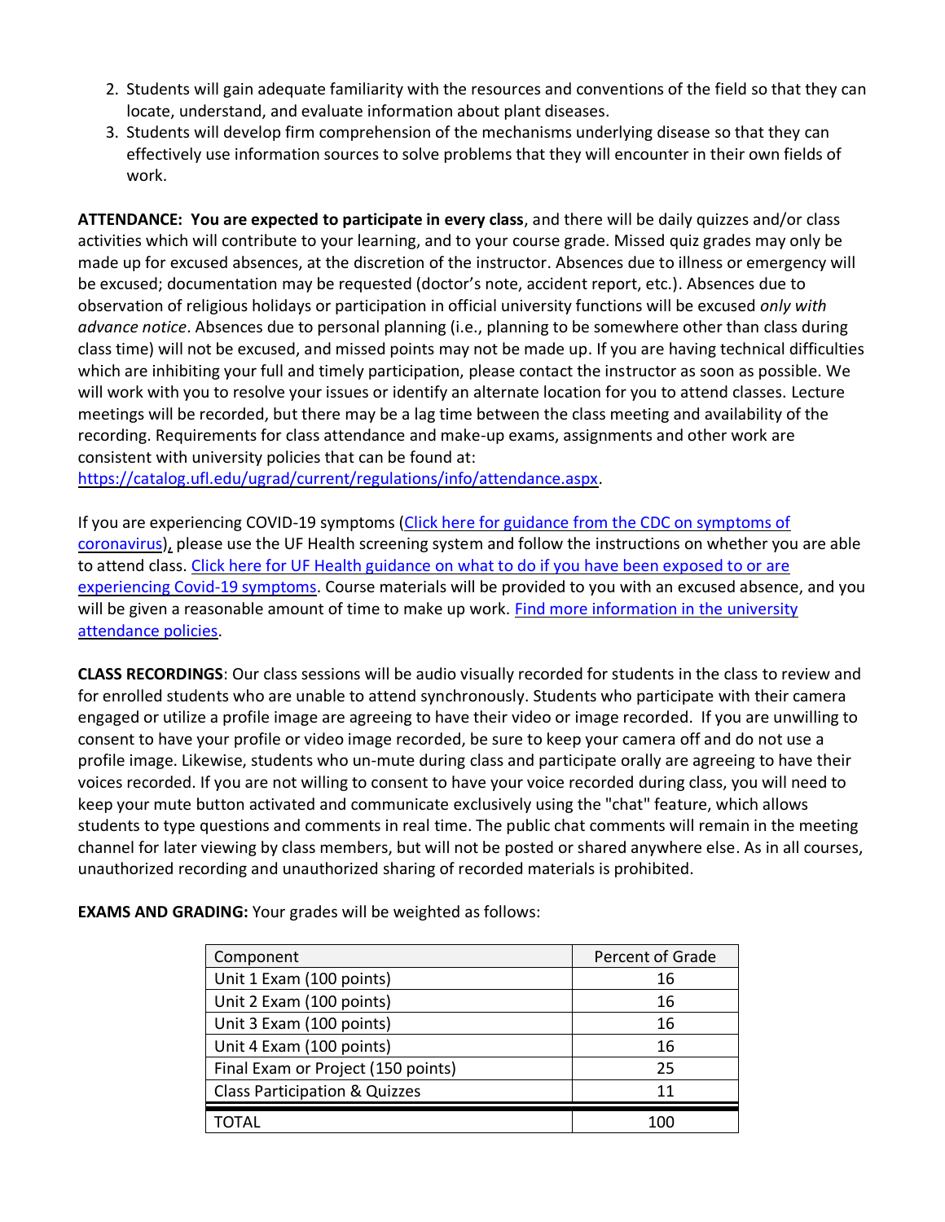2. Students will gain adequate familiarity with the resources and conventions of the field so that they can locate, understand, and evaluate information about plant diseases.
3. Students will develop firm comprehension of the mechanisms underlying disease so that they can effectively use information sources to solve problems that they will encounter in their own fields of work.

**ATTENDANCE: You are expected to participate in every class**, and there will be daily quizzes and/or class activities which will contribute to your learning, and to your course grade. Missed quiz grades may only be made up for excused absences, at the discretion of the instructor. Absences due to illness or emergency will be excused; documentation may be requested (doctor's note, accident report, etc.). Absences due to observation of religious holidays or participation in official university functions will be excused *only with advance notice*. Absences due to personal planning (i.e., planning to be somewhere other than class during class time) will not be excused, and missed points may not be made up. If you are having technical difficulties which are inhibiting your full and timely participation, please contact the instructor as soon as possible. We will work with you to resolve your issues or identify an alternate location for you to attend classes. Lecture meetings will be recorded, but there may be a lag time between the class meeting and availability of the recording. Requirements for class attendance and make-up exams, assignments and other work are consistent with university policies that can be found at: https://catalog.ufl.edu/ugrad/current/regulations/info/attendance.aspx.

If you are experiencing COVID-19 symptoms (Click here for guidance from the CDC on symptoms of coronavirus), please use the UF Health screening system and follow the instructions on whether you are able to attend class. Click here for UF Health guidance on what to do if you have been exposed to or are experiencing Covid-19 symptoms. Course materials will be provided to you with an excused absence, and you will be given a reasonable amount of time to make up work. Find more information in the university attendance policies.

**CLASS RECORDINGS**: Our class sessions will be audio visually recorded for students in the class to review and for enrolled students who are unable to attend synchronously. Students who participate with their camera engaged or utilize a profile image are agreeing to have their video or image recorded. If you are unwilling to consent to have your profile or video image recorded, be sure to keep your camera off and do not use a profile image. Likewise, students who un-mute during class and participate orally are agreeing to have their voices recorded. If you are not willing to consent to have your voice recorded during class, you will need to keep your mute button activated and communicate exclusively using the "chat" feature, which allows students to type questions and comments in real time. The public chat comments will remain in the meeting channel for later viewing by class members, but will not be posted or shared anywhere else. As in all courses, unauthorized recording and unauthorized sharing of recorded materials is prohibited.

**EXAMS AND GRADING:** Your grades will be weighted as follows:

| Component | Percent of Grade |
|---|---|
| Unit 1 Exam (100 points) | 16 |
| Unit 2 Exam (100 points) | 16 |
| Unit 3 Exam (100 points) | 16 |
| Unit 4 Exam (100 points) | 16 |
| Final Exam or Project (150 points) | 25 |
| Class Participation & Quizzes | 11 |
| TOTAL | 100 |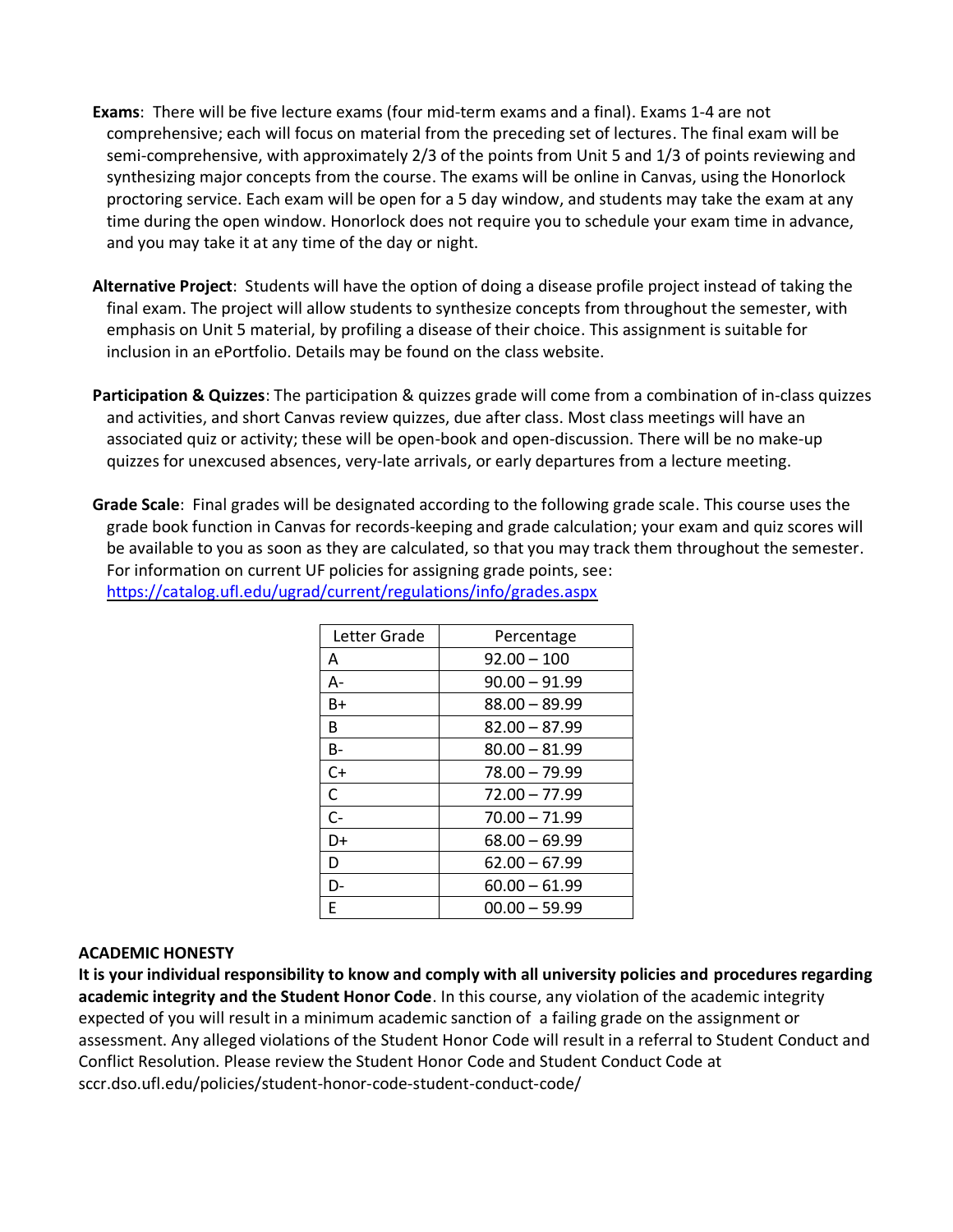**Exams**: There will be five lecture exams (four mid-term exams and a final). Exams 1-4 are not comprehensive; each will focus on material from the preceding set of lectures. The final exam will be semi-comprehensive, with approximately 2/3 of the points from Unit 5 and 1/3 of points reviewing and synthesizing major concepts from the course. The exams will be online in Canvas, using the Honorlock proctoring service. Each exam will be open for a 5 day window, and students may take the exam at any time during the open window. Honorlock does not require you to schedule your exam time in advance, and you may take it at any time of the day or night.

**Alternative Project**: Students will have the option of doing a disease profile project instead of taking the final exam. The project will allow students to synthesize concepts from throughout the semester, with emphasis on Unit 5 material, by profiling a disease of their choice. This assignment is suitable for inclusion in an ePortfolio. Details may be found on the class website.

**Participation & Quizzes**: The participation & quizzes grade will come from a combination of in-class quizzes and activities, and short Canvas review quizzes, due after class. Most class meetings will have an associated quiz or activity; these will be open-book and open-discussion. There will be no make-up quizzes for unexcused absences, very-late arrivals, or early departures from a lecture meeting.

**Grade Scale**: Final grades will be designated according to the following grade scale. This course uses the grade book function in Canvas for records-keeping and grade calculation; your exam and quiz scores will be available to you as soon as they are calculated, so that you may track them throughout the semester. For information on current UF policies for assigning grade points, see: [https://catalog.ufl.edu/ugrad/current/regulations/info/grades.aspx](https://catalog.ufl.edu/ugrad/current/regulations/info/grades.aspx)

| Letter Grade | Percentage |
|---|---|
| A | 92.00 – 100 |
| A- | 90.00 – 91.99 |
| B+ | 88.00 – 89.99 |
| B | 82.00 – 87.99 |
| B- | 80.00 – 81.99 |
| C+ | 78.00 – 79.99 |
| C | 72.00 – 77.99 |
| C- | 70.00 – 71.99 |
| D+ | 68.00 – 69.99 |
| D | 62.00 – 67.99 |
| D- | 60.00 – 61.99 |
| E | 00.00 – 59.99 |

## ACADEMIC HONESTY

**It is your individual responsibility to know and comply with all university policies and procedures regarding academic integrity and the Student Honor Code**. In this course, any violation of the academic integrity expected of you will result in a minimum academic sanction of a failing grade on the assignment or assessment. Any alleged violations of the Student Honor Code will result in a referral to Student Conduct and Conflict Resolution. Please review the Student Honor Code and Student Conduct Code at sccr.dso.ufl.edu/policies/student-honor-code-student-conduct-code/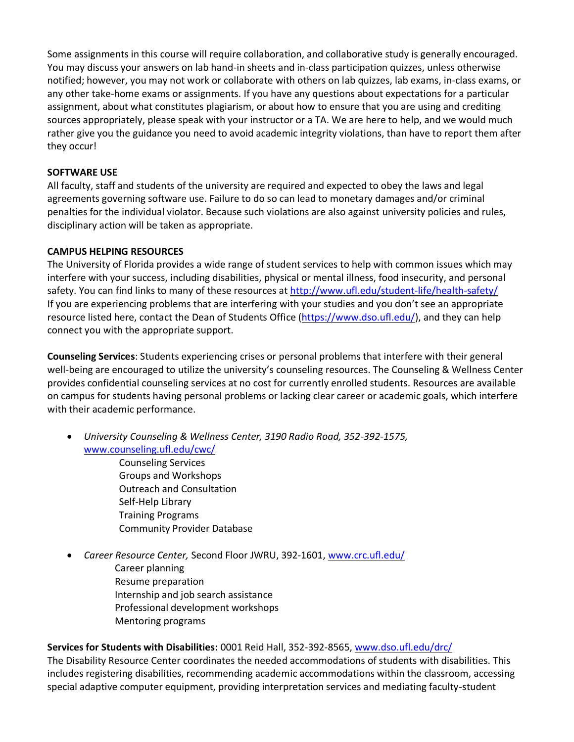Some assignments in this course will require collaboration, and collaborative study is generally encouraged. You may discuss your answers on lab hand-in sheets and in-class participation quizzes, unless otherwise notified; however, you may not work or collaborate with others on lab quizzes, lab exams, in-class exams, or any other take-home exams or assignments. If you have any questions about expectations for a particular assignment, about what constitutes plagiarism, or about how to ensure that you are using and crediting sources appropriately, please speak with your instructor or a TA. We are here to help, and we would much rather give you the guidance you need to avoid academic integrity violations, than have to report them after they occur!

**SOFTWARE USE**

All faculty, staff and students of the university are required and expected to obey the laws and legal agreements governing software use. Failure to do so can lead to monetary damages and/or criminal penalties for the individual violator. Because such violations are also against university policies and rules, disciplinary action will be taken as appropriate.

**CAMPUS HELPING RESOURCES**

The University of Florida provides a wide range of student services to help with common issues which may interfere with your success, including disabilities, physical or mental illness, food insecurity, and personal safety. You can find links to many of these resources at http://www.ufl.edu/student-life/health-safety/ If you are experiencing problems that are interfering with your studies and you don't see an appropriate resource listed here, contact the Dean of Students Office (https://www.dso.ufl.edu/), and they can help connect you with the appropriate support.

**Counseling Services**: Students experiencing crises or personal problems that interfere with their general well-being are encouraged to utilize the university's counseling resources. The Counseling & Wellness Center provides confidential counseling services at no cost for currently enrolled students. Resources are available on campus for students having personal problems or lacking clear career or academic goals, which interfere with their academic performance.

- *University Counseling & Wellness Center, 3190 Radio Road, 352-392-1575,* www.counseling.ufl.edu/cwc/
  - Counseling Services
  - Groups and Workshops
  - Outreach and Consultation
  - Self-Help Library
  - Training Programs
  - Community Provider Database

- *Career Resource Center,* Second Floor JWRU, 392-1601, www.crc.ufl.edu/
  - Career planning
  - Resume preparation
  - Internship and job search assistance
  - Professional development workshops
  - Mentoring programs

**Services for Students with Disabilities:** 0001 Reid Hall, 352-392-8565, www.dso.ufl.edu/drc/

The Disability Resource Center coordinates the needed accommodations of students with disabilities. This includes registering disabilities, recommending academic accommodations within the classroom, accessing special adaptive computer equipment, providing interpretation services and mediating faculty-student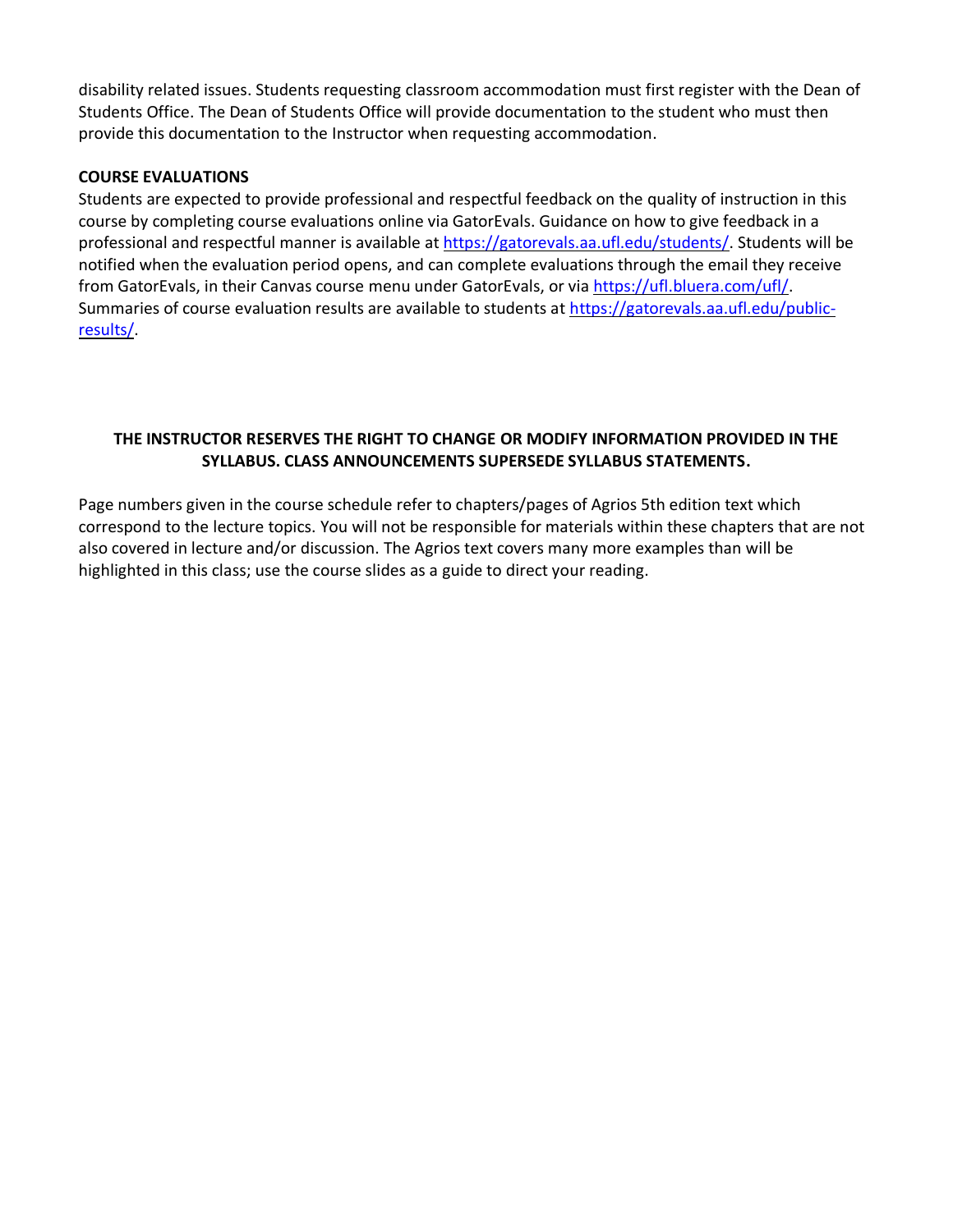disability related issues. Students requesting classroom accommodation must first register with the Dean of Students Office. The Dean of Students Office will provide documentation to the student who must then provide this documentation to the Instructor when requesting accommodation.

**COURSE EVALUATIONS**

Students are expected to provide professional and respectful feedback on the quality of instruction in this course by completing course evaluations online via GatorEvals. Guidance on how to give feedback in a professional and respectful manner is available at https://gatorevals.aa.ufl.edu/students/. Students will be notified when the evaluation period opens, and can complete evaluations through the email they receive from GatorEvals, in their Canvas course menu under GatorEvals, or via https://ufl.bluera.com/ufl/. Summaries of course evaluation results are available to students at https://gatorevals.aa.ufl.edu/public-results/.

**THE INSTRUCTOR RESERVES THE RIGHT TO CHANGE OR MODIFY INFORMATION PROVIDED IN THE SYLLABUS. CLASS ANNOUNCEMENTS SUPERSEDE SYLLABUS STATEMENTS.**

Page numbers given in the course schedule refer to chapters/pages of Agrios 5th edition text which correspond to the lecture topics. You will not be responsible for materials within these chapters that are not also covered in lecture and/or discussion. The Agrios text covers many more examples than will be highlighted in this class; use the course slides as a guide to direct your reading.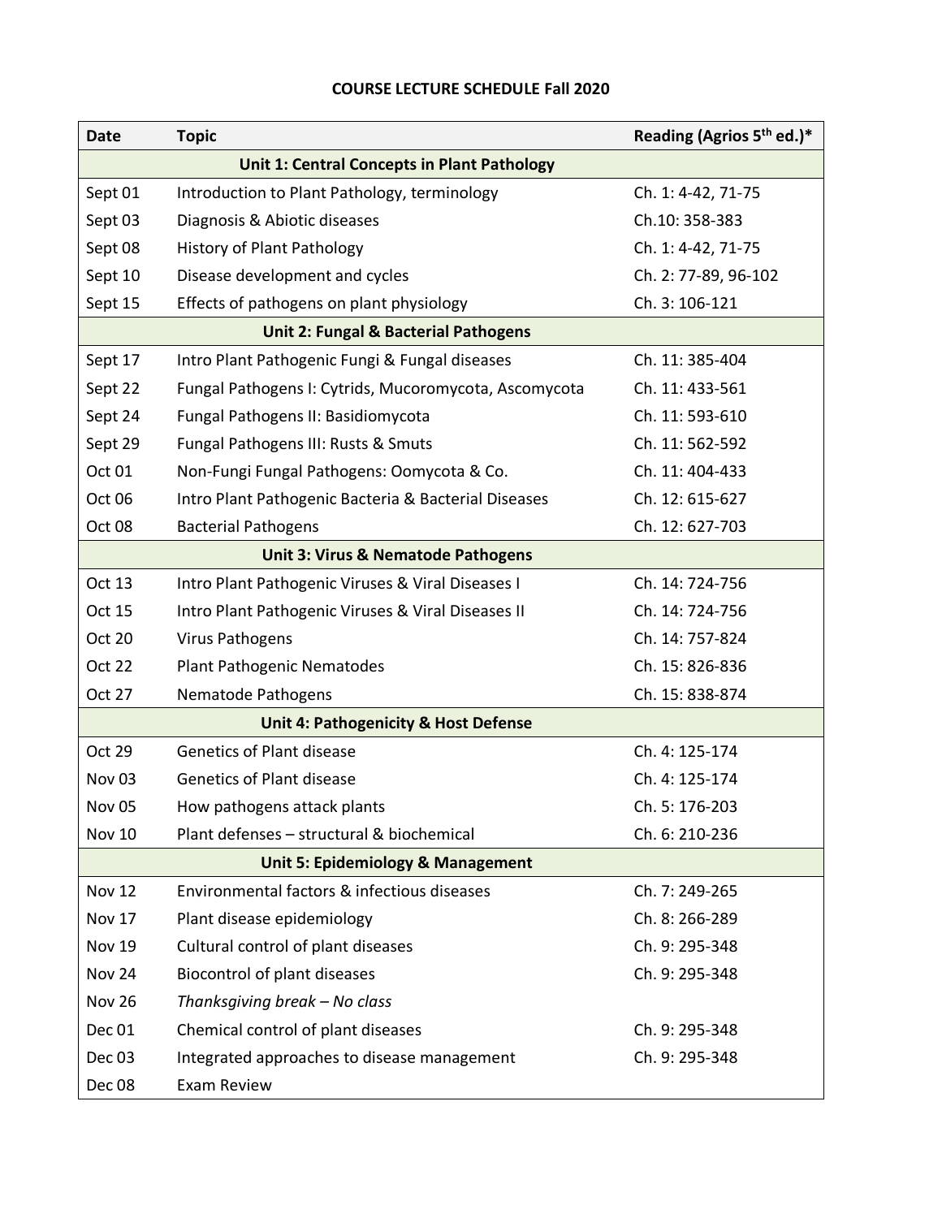# COURSE LECTURE SCHEDULE Fall 2020

| Date | Topic | Reading (Agrios 5th ed.)* |
| --- | --- | --- |
| **Unit 1: Central Concepts in Plant Pathology** | | |
| Sept 01 | Introduction to Plant Pathology, terminology | Ch. 1: 4-42, 71-75 |
| Sept 03 | Diagnosis & Abiotic diseases | Ch.10: 358-383 |
| Sept 08 | History of Plant Pathology | Ch. 1: 4-42, 71-75 |
| Sept 10 | Disease development and cycles | Ch. 2: 77-89, 96-102 |
| Sept 15 | Effects of pathogens on plant physiology | Ch. 3: 106-121 |
| **Unit 2: Fungal & Bacterial Pathogens** | | |
| Sept 17 | Intro Plant Pathogenic Fungi & Fungal diseases | Ch. 11: 385-404 |
| Sept 22 | Fungal Pathogens I: Cytrids, Mucoromycota, Ascomycota | Ch. 11: 433-561 |
| Sept 24 | Fungal Pathogens II: Basidiomycota | Ch. 11: 593-610 |
| Sept 29 | Fungal Pathogens III: Rusts & Smuts | Ch. 11: 562-592 |
| Oct 01 | Non-Fungi Fungal Pathogens: Oomycota & Co. | Ch. 11: 404-433 |
| Oct 06 | Intro Plant Pathogenic Bacteria & Bacterial Diseases | Ch. 12: 615-627 |
| Oct 08 | Bacterial Pathogens | Ch. 12: 627-703 |
| **Unit 3: Virus & Nematode Pathogens** | | |
| Oct 13 | Intro Plant Pathogenic Viruses & Viral Diseases I | Ch. 14: 724-756 |
| Oct 15 | Intro Plant Pathogenic Viruses & Viral Diseases II | Ch. 14: 724-756 |
| Oct 20 | Virus Pathogens | Ch. 14: 757-824 |
| Oct 22 | Plant Pathogenic Nematodes | Ch. 15: 826-836 |
| Oct 27 | Nematode Pathogens | Ch. 15: 838-874 |
| **Unit 4: Pathogenicity & Host Defense** | | |
| Oct 29 | Genetics of Plant disease | Ch. 4: 125-174 |
| Nov 03 | Genetics of Plant disease | Ch. 4: 125-174 |
| Nov 05 | How pathogens attack plants | Ch. 5: 176-203 |
| Nov 10 | Plant defenses – structural & biochemical | Ch. 6: 210-236 |
| **Unit 5: Epidemiology & Management** | | |
| Nov 12 | Environmental factors & infectious diseases | Ch. 7: 249-265 |
| Nov 17 | Plant disease epidemiology | Ch. 8: 266-289 |
| Nov 19 | Cultural control of plant diseases | Ch. 9: 295-348 |
| Nov 24 | Biocontrol of plant diseases | Ch. 9: 295-348 |
| Nov 26 | *Thanksgiving break – No class* | |
| Dec 01 | Chemical control of plant diseases | Ch. 9: 295-348 |
| Dec 03 | Integrated approaches to disease management | Ch. 9: 295-348 |
| Dec 08 | Exam Review | |